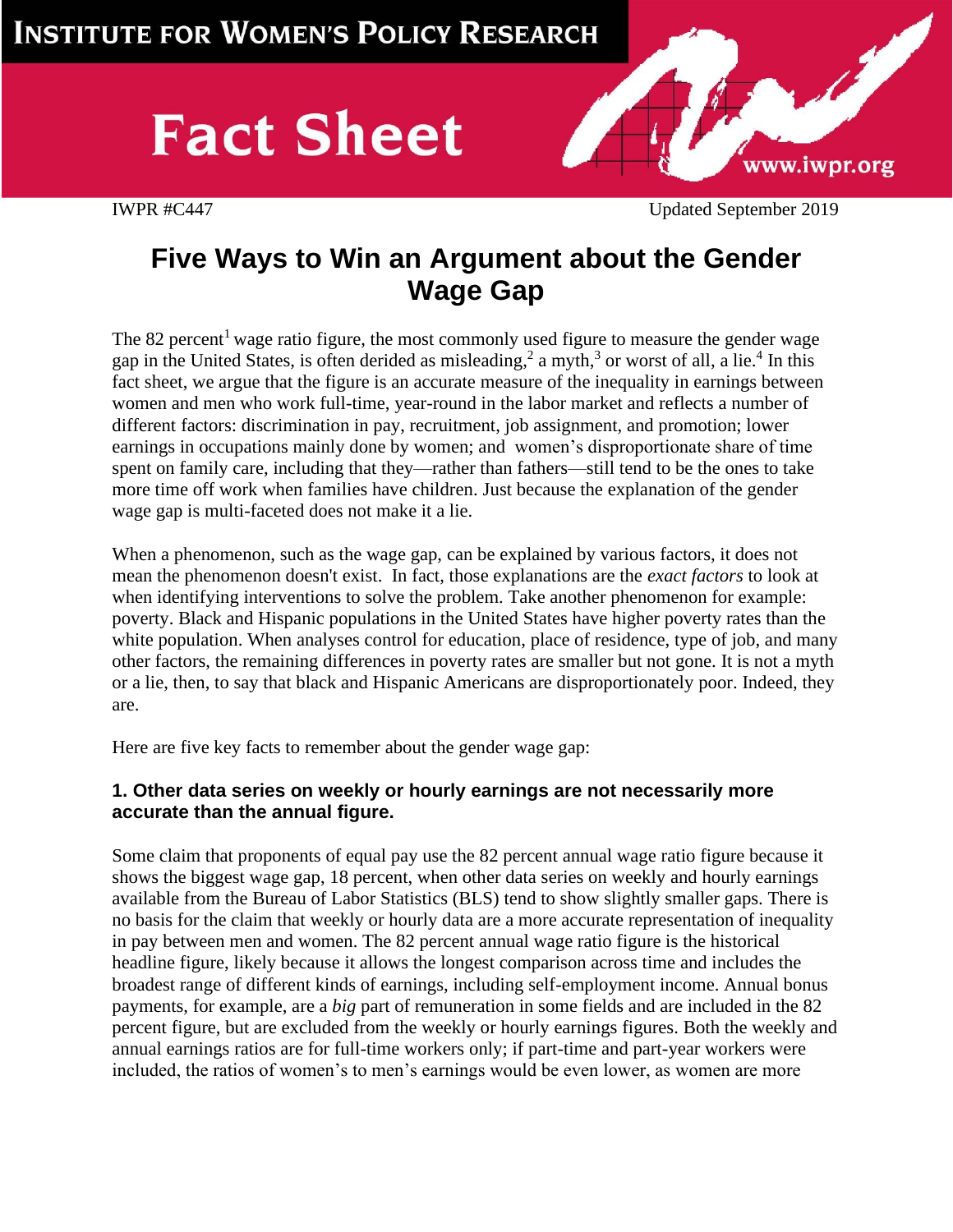**Institute for Women's Policy Research**

# Fact Sheet

www.iwpr.org

IWPR #C447 Updated September 2019

## Five Ways to Win an Argument about the Gender Wage Gap

The 82 percent[1] wage ratio figure, the most commonly used figure to measure the gender wage gap in the United States, is often derided as misleading,[2] a myth,[3] or worst of all, a lie.[4] In this fact sheet, we argue that the figure is an accurate measure of the inequality in earnings between women and men who work full-time, year-round in the labor market and reflects a number of different factors: discrimination in pay, recruitment, job assignment, and promotion; lower earnings in occupations mainly done by women; and women's disproportionate share of time spent on family care, including that they—rather than fathers—still tend to be the ones to take more time off work when families have children. Just because the explanation of the gender wage gap is multi-faceted does not make it a lie.

When a phenomenon, such as the wage gap, can be explained by various factors, it does not mean the phenomenon doesn't exist. In fact, those explanations are the *exact factors* to look at when identifying interventions to solve the problem. Take another phenomenon for example: poverty. Black and Hispanic populations in the United States have higher poverty rates than the white population. When analyses control for education, place of residence, type of job, and many other factors, the remaining differences in poverty rates are smaller but not gone. It is not a myth or a lie, then, to say that black and Hispanic Americans are disproportionately poor. Indeed, they are.

Here are five key facts to remember about the gender wage gap:

### 1. Other data series on weekly or hourly earnings are not necessarily more accurate than the annual figure.

Some claim that proponents of equal pay use the 82 percent annual wage ratio figure because it shows the biggest wage gap, 18 percent, when other data series on weekly and hourly earnings available from the Bureau of Labor Statistics (BLS) tend to show slightly smaller gaps. There is no basis for the claim that weekly or hourly data are a more accurate representation of inequality in pay between men and women. The 82 percent annual wage ratio figure is the historical headline figure, likely because it allows the longest comparison across time and includes the broadest range of different kinds of earnings, including self-employment income. Annual bonus payments, for example, are a *big* part of remuneration in some fields and are included in the 82 percent figure, but are excluded from the weekly or hourly earnings figures. Both the weekly and annual earnings ratios are for full-time workers only; if part-time and part-year workers were included, the ratios of women's to men's earnings would be even lower, as women are more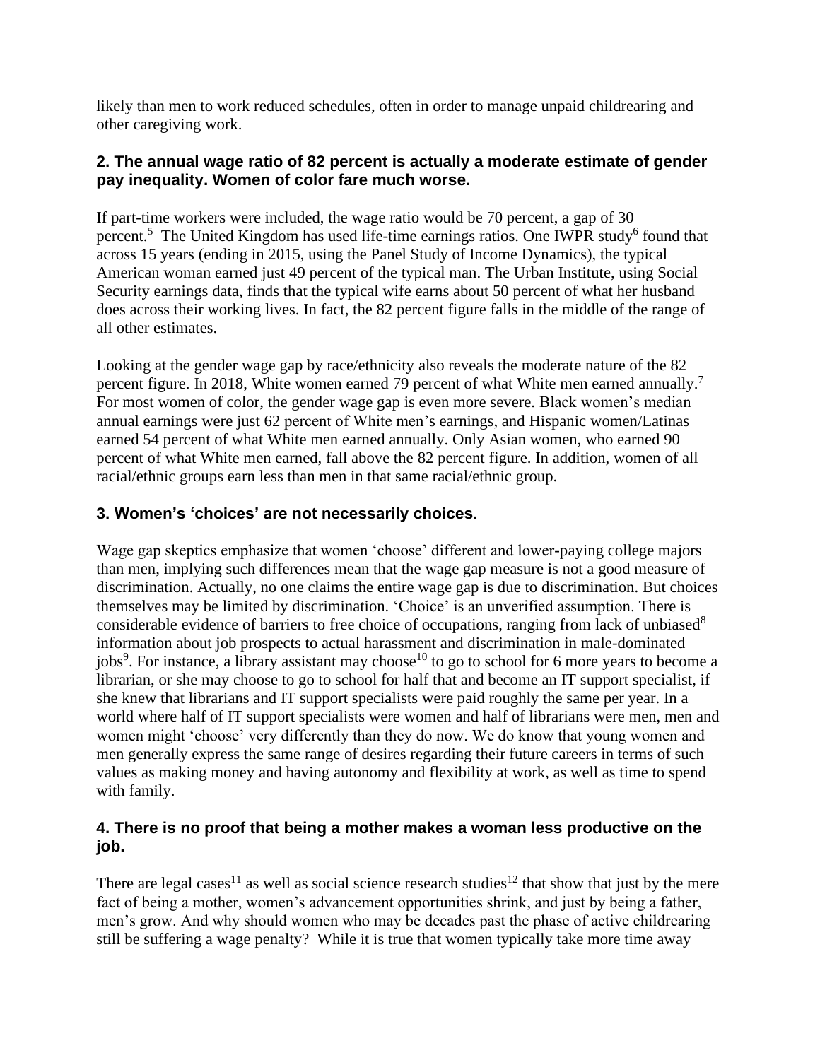likely than men to work reduced schedules, often in order to manage unpaid childrearing and other caregiving work.

### 2. The annual wage ratio of 82 percent is actually a moderate estimate of gender pay inequality. Women of color fare much worse.

If part-time workers were included, the wage ratio would be 70 percent, a gap of 30 percent.[5] The United Kingdom has used life-time earnings ratios. One IWPR study[6] found that across 15 years (ending in 2015, using the Panel Study of Income Dynamics), the typical American woman earned just 49 percent of the typical man. The Urban Institute, using Social Security earnings data, finds that the typical wife earns about 50 percent of what her husband does across their working lives. In fact, the 82 percent figure falls in the middle of the range of all other estimates.

Looking at the gender wage gap by race/ethnicity also reveals the moderate nature of the 82 percent figure. In 2018, White women earned 79 percent of what White men earned annually.[7] For most women of color, the gender wage gap is even more severe. Black women's median annual earnings were just 62 percent of White men's earnings, and Hispanic women/Latinas earned 54 percent of what White men earned annually. Only Asian women, who earned 90 percent of what White men earned, fall above the 82 percent figure. In addition, women of all racial/ethnic groups earn less than men in that same racial/ethnic group.

### 3. Women's 'choices' are not necessarily choices.

Wage gap skeptics emphasize that women 'choose' different and lower-paying college majors than men, implying such differences mean that the wage gap measure is not a good measure of discrimination. Actually, no one claims the entire wage gap is due to discrimination. But choices themselves may be limited by discrimination. 'Choice' is an unverified assumption. There is considerable evidence of barriers to free choice of occupations, ranging from lack of unbiased[8] information about job prospects to actual harassment and discrimination in male-dominated jobs[9]. For instance, a library assistant may choose[10] to go to school for 6 more years to become a librarian, or she may choose to go to school for half that and become an IT support specialist, if she knew that librarians and IT support specialists were paid roughly the same per year. In a world where half of IT support specialists were women and half of librarians were men, men and women might 'choose' very differently than they do now. We do know that young women and men generally express the same range of desires regarding their future careers in terms of such values as making money and having autonomy and flexibility at work, as well as time to spend with family.

### 4. There is no proof that being a mother makes a woman less productive on the job.

There are legal cases[11] as well as social science research studies[12] that show that just by the mere fact of being a mother, women's advancement opportunities shrink, and just by being a father, men's grow. And why should women who may be decades past the phase of active childrearing still be suffering a wage penalty? While it is true that women typically take more time away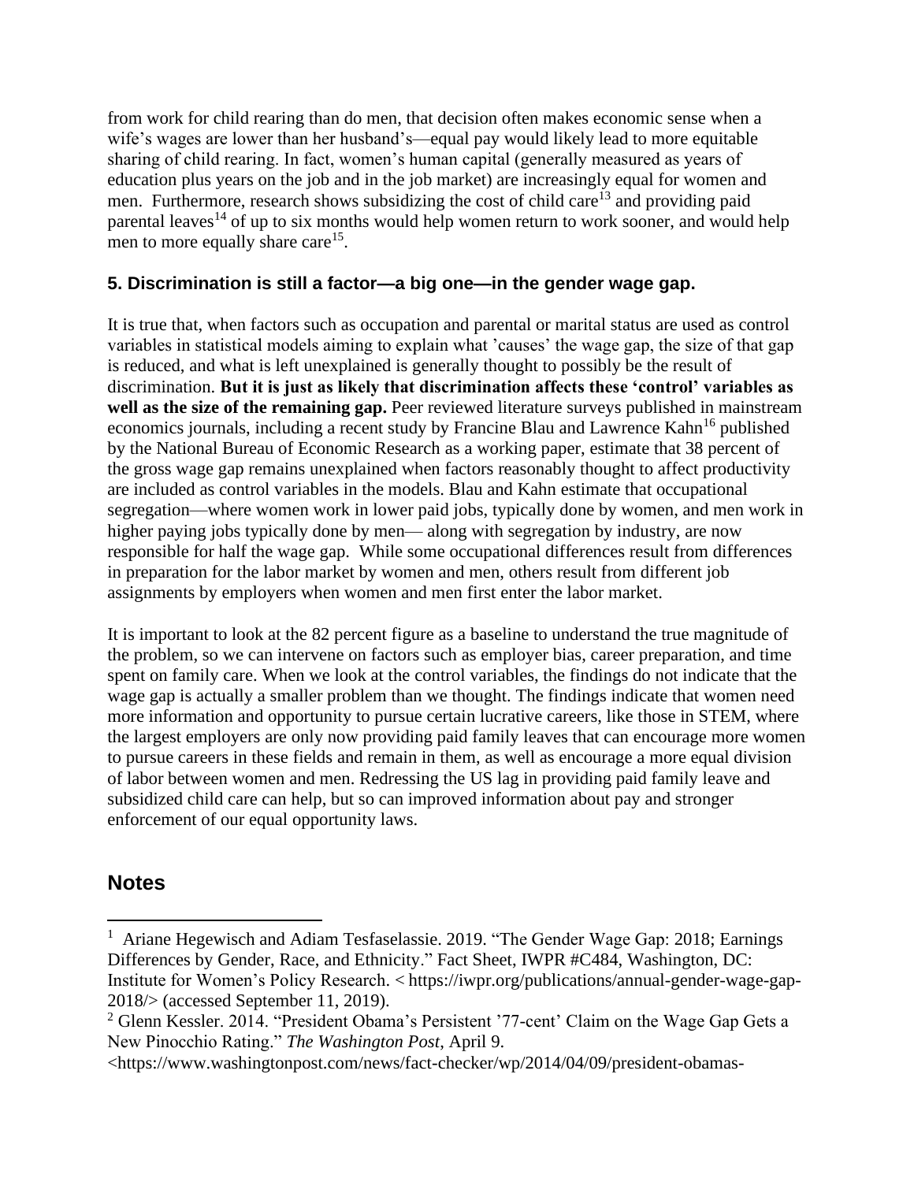from work for child rearing than do men, that decision often makes economic sense when a wife's wages are lower than her husband's—equal pay would likely lead to more equitable sharing of child rearing. In fact, women's human capital (generally measured as years of education plus years on the job and in the job market) are increasingly equal for women and men. Furthermore, research shows subsidizing the cost of child care[13] and providing paid parental leaves[14] of up to six months would help women return to work sooner, and would help men to more equally share care[15].

### 5. Discrimination is still a factor—a big one—in the gender wage gap.

It is true that, when factors such as occupation and parental or marital status are used as control variables in statistical models aiming to explain what 'causes' the wage gap, the size of that gap is reduced, and what is left unexplained is generally thought to possibly be the result of discrimination. **But it is just as likely that discrimination affects these 'control' variables as well as the size of the remaining gap.** Peer reviewed literature surveys published in mainstream economics journals, including a recent study by Francine Blau and Lawrence Kahn[16] published by the National Bureau of Economic Research as a working paper, estimate that 38 percent of the gross wage gap remains unexplained when factors reasonably thought to affect productivity are included as control variables in the models. Blau and Kahn estimate that occupational segregation—where women work in lower paid jobs, typically done by women, and men work in higher paying jobs typically done by men— along with segregation by industry, are now responsible for half the wage gap. While some occupational differences result from differences in preparation for the labor market by women and men, others result from different job assignments by employers when women and men first enter the labor market.

It is important to look at the 82 percent figure as a baseline to understand the true magnitude of the problem, so we can intervene on factors such as employer bias, career preparation, and time spent on family care. When we look at the control variables, the findings do not indicate that the wage gap is actually a smaller problem than we thought. The findings indicate that women need more information and opportunity to pursue certain lucrative careers, like those in STEM, where the largest employers are only now providing paid family leaves that can encourage more women to pursue careers in these fields and remain in them, as well as encourage a more equal division of labor between women and men. Redressing the US lag in providing paid family leave and subsidized child care can help, but so can improved information about pay and stronger enforcement of our equal opportunity laws.

## Notes

[1] Ariane Hegewisch and Adiam Tesfaselassie. 2019. "The Gender Wage Gap: 2018; Earnings Differences by Gender, Race, and Ethnicity." Fact Sheet, IWPR #C484, Washington, DC: Institute for Women's Policy Research. < https://iwpr.org/publications/annual-gender-wage-gap-2018/> (accessed September 11, 2019).

[2] Glenn Kessler. 2014. "President Obama's Persistent '77-cent' Claim on the Wage Gap Gets a New Pinocchio Rating." *The Washington Post*, April 9. <https://www.washingtonpost.com/news/fact-checker/wp/2014/04/09/president-obamas-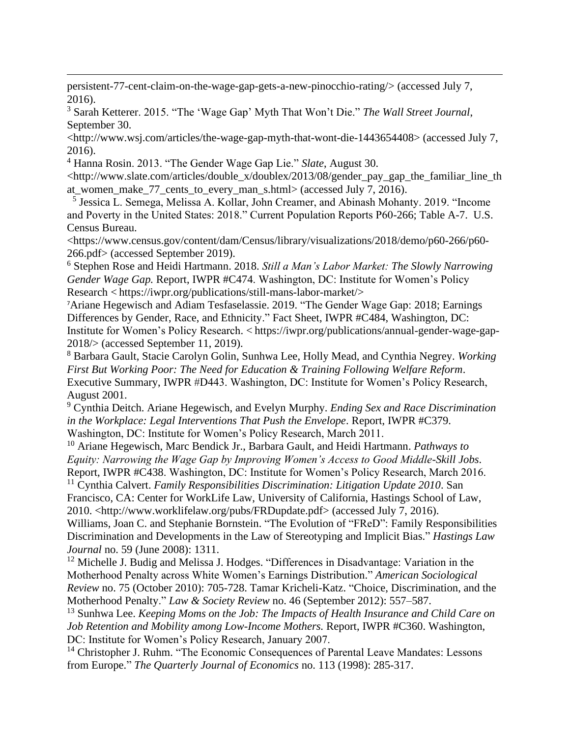persistent-77-cent-claim-on-the-wage-gap-gets-a-new-pinocchio-rating/> (accessed July 7, 2016).

[3] Sarah Ketterer. 2015. "The 'Wage Gap' Myth That Won't Die." *The Wall Street Journal*, September 30. <http://www.wsj.com/articles/the-wage-gap-myth-that-wont-die-1443654408> (accessed July 7, 2016).

[4] Hanna Rosin. 2013. "The Gender Wage Gap Lie." *Slate*, August 30. <http://www.slate.com/articles/double_x/doublex/2013/08/gender_pay_gap_the_familiar_line_that_women_make_77_cents_to_every_man_s.html> (accessed July 7, 2016).

[5] Jessica L. Semega, Melissa A. Kollar, John Creamer, and Abinash Mohanty. 2019. "Income and Poverty in the United States: 2018." Current Population Reports P60-266; Table A-7. U.S. Census Bureau. <https://www.census.gov/content/dam/Census/library/visualizations/2018/demo/p60-266/p60-266.pdf> (accessed September 2019).

[6] Stephen Rose and Heidi Hartmann. 2018. *Still a Man's Labor Market: The Slowly Narrowing Gender Wage Gap.* Report, IWPR #C474. Washington, DC: Institute for Women's Policy Research < https://iwpr.org/publications/still-mans-labor-market/>

[7] Ariane Hegewisch and Adiam Tesfaselassie. 2019. "The Gender Wage Gap: 2018; Earnings Differences by Gender, Race, and Ethnicity." Fact Sheet, IWPR #C484, Washington, DC: Institute for Women's Policy Research. < https://iwpr.org/publications/annual-gender-wage-gap-2018/> (accessed September 11, 2019).

[8] Barbara Gault, Stacie Carolyn Golin, Sunhwa Lee, Holly Mead, and Cynthia Negrey. *Working First But Working Poor: The Need for Education & Training Following Welfare Reform*. Executive Summary, IWPR #D443. Washington, DC: Institute for Women's Policy Research, August 2001.

[9] Cynthia Deitch. Ariane Hegewisch, and Evelyn Murphy. *Ending Sex and Race Discrimination in the Workplace: Legal Interventions That Push the Envelope*. Report, IWPR #C379. Washington, DC: Institute for Women's Policy Research, March 2011.

[10] Ariane Hegewisch, Marc Bendick Jr., Barbara Gault, and Heidi Hartmann. *Pathways to Equity: Narrowing the Wage Gap by Improving Women's Access to Good Middle-Skill Jobs.* Report, IWPR #C438. Washington, DC: Institute for Women's Policy Research, March 2016.

[11] Cynthia Calvert. *Family Responsibilities Discrimination: Litigation Update 2010*. San Francisco, CA: Center for WorkLife Law, University of California, Hastings School of Law, 2010. <http://www.worklifelaw.org/pubs/FRDupdate.pdf> (accessed July 7, 2016). Williams, Joan C. and Stephanie Bornstein. "The Evolution of "FReD": Family Responsibilities Discrimination and Developments in the Law of Stereotyping and Implicit Bias." *Hastings Law Journal* no. 59 (June 2008): 1311.

[12] Michelle J. Budig and Melissa J. Hodges. "Differences in Disadvantage: Variation in the Motherhood Penalty across White Women's Earnings Distribution." *American Sociological Review* no. 75 (October 2010): 705-728. Tamar Kricheli-Katz. "Choice, Discrimination, and the Motherhood Penalty." *Law & Society Review* no. 46 (September 2012): 557–587.

[13] Sunhwa Lee. *Keeping Moms on the Job: The Impacts of Health Insurance and Child Care on Job Retention and Mobility among Low-Income Mothers.* Report, IWPR #C360. Washington, DC: Institute for Women's Policy Research, January 2007.

[14] Christopher J. Ruhm. "The Economic Consequences of Parental Leave Mandates: Lessons from Europe." *The Quarterly Journal of Economics* no. 113 (1998): 285-317.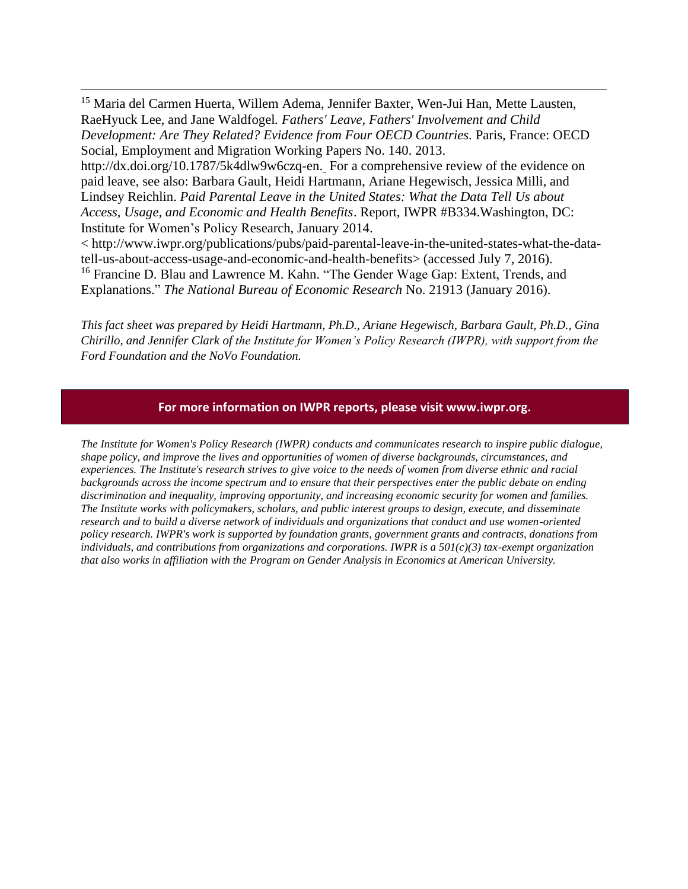[15] Maria del Carmen Huerta, Willem Adema, Jennifer Baxter, Wen-Jui Han, Mette Lausten, RaeHyuck Lee, and Jane Waldfogel. *Fathers' Leave, Fathers' Involvement and Child Development: Are They Related? Evidence from Four OECD Countries*. Paris, France: OECD Social, Employment and Migration Working Papers No. 140. 2013. http://dx.doi.org/10.1787/5k4dlw9w6czq-en. For a comprehensive review of the evidence on paid leave, see also: Barbara Gault, Heidi Hartmann, Ariane Hegewisch, Jessica Milli, and Lindsey Reichlin. *Paid Parental Leave in the United States: What the Data Tell Us about Access, Usage, and Economic and Health Benefits*. Report, IWPR #B334.Washington, DC: Institute for Women's Policy Research, January 2014. < http://www.iwpr.org/publications/pubs/paid-parental-leave-in-the-united-states-what-the-data-tell-us-about-access-usage-and-economic-and-health-benefits> (accessed July 7, 2016).

[16] Francine D. Blau and Lawrence M. Kahn. "The Gender Wage Gap: Extent, Trends, and Explanations." *The National Bureau of Economic Research* No. 21913 (January 2016).

*This fact sheet was prepared by Heidi Hartmann, Ph.D., Ariane Hegewisch, Barbara Gault, Ph.D., Gina Chirillo, and Jennifer Clark of the Institute for Women's Policy Research (IWPR), with support from the Ford Foundation and the NoVo Foundation.*

**For more information on IWPR reports, please visit www.iwpr.org.**

*The Institute for Women's Policy Research (IWPR) conducts and communicates research to inspire public dialogue, shape policy, and improve the lives and opportunities of women of diverse backgrounds, circumstances, and experiences. The Institute's research strives to give voice to the needs of women from diverse ethnic and racial backgrounds across the income spectrum and to ensure that their perspectives enter the public debate on ending discrimination and inequality, improving opportunity, and increasing economic security for women and families. The Institute works with policymakers, scholars, and public interest groups to design, execute, and disseminate research and to build a diverse network of individuals and organizations that conduct and use women-oriented policy research. IWPR's work is supported by foundation grants, government grants and contracts, donations from individuals, and contributions from organizations and corporations. IWPR is a 501(c)(3) tax-exempt organization that also works in affiliation with the Program on Gender Analysis in Economics at American University.*